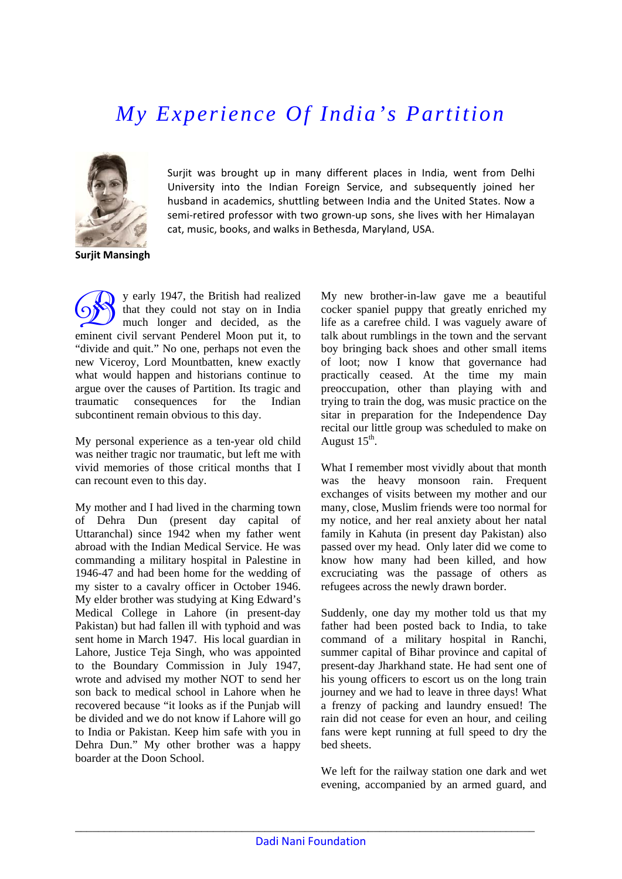# *My Experience Of India's Partition*

**Surjit Mansingh**

Surjit was brought up in many different places in India, went from Delhi University into the Indian Foreign Service, and subsequently joined her husband in academics, shuttling between India and the United States. Now a semi-retired professor with two grown-up sons, she lives with her Himalayan cat, music, books, and walks in Bethesda, Maryland, USA.

By early 1947, the British had realized that they could not stay on in India much longer and decided, as the eminent civil servant Penderel Moon put it, to "divide and quit." No one, perhaps not even the new Viceroy, Lord Mountbatten, knew exactly what would happen and historians continue to argue over the causes of Partition. Its tragic and traumatic consequences for the Indian subcontinent remain obvious to this day.

My personal experience as a ten-year old child was neither tragic nor traumatic, but left me with vivid memories of those critical months that I can recount even to this day.

My mother and I had lived in the charming town of Dehra Dun (present day capital of Uttaranchal) since 1942 when my father went abroad with the Indian Medical Service. He was commanding a military hospital in Palestine in 1946-47 and had been home for the wedding of my sister to a cavalry officer in October 1946. My elder brother was studying at King Edward's Medical College in Lahore (in present-day Pakistan) but had fallen ill with typhoid and was sent home in March 1947. His local guardian in Lahore, Justice Teja Singh, who was appointed to the Boundary Commission in July 1947, wrote and advised my mother NOT to send her son back to medical school in Lahore when he recovered because "it looks as if the Punjab will be divided and we do not know if Lahore will go to India or Pakistan. Keep him safe with you in Dehra Dun." My other brother was a happy boarder at the Doon School.

My new brother-in-law gave me a beautiful cocker spaniel puppy that greatly enriched my life as a carefree child. I was vaguely aware of talk about rumblings in the town and the servant boy bringing back shoes and other small items of loot; now I know that governance had practically ceased. At the time my main preoccupation, other than playing with and trying to train the dog, was music practice on the sitar in preparation for the Independence Day recital our little group was scheduled to make on August 15th.

What I remember most vividly about that month was the heavy monsoon rain. Frequent exchanges of visits between my mother and our many, close, Muslim friends were too normal for my notice, and her real anxiety about her natal family in Kahuta (in present day Pakistan) also passed over my head. Only later did we come to know how many had been killed, and how excruciating was the passage of others as refugees across the newly drawn border.

Suddenly, one day my mother told us that my father had been posted back to India, to take command of a military hospital in Ranchi, summer capital of Bihar province and capital of present-day Jharkhand state. He had sent one of his young officers to escort us on the long train journey and we had to leave in three days! What a frenzy of packing and laundry ensued! The rain did not cease for even an hour, and ceiling fans were kept running at full speed to dry the bed sheets.

We left for the railway station one dark and wet evening, accompanied by an armed guard, and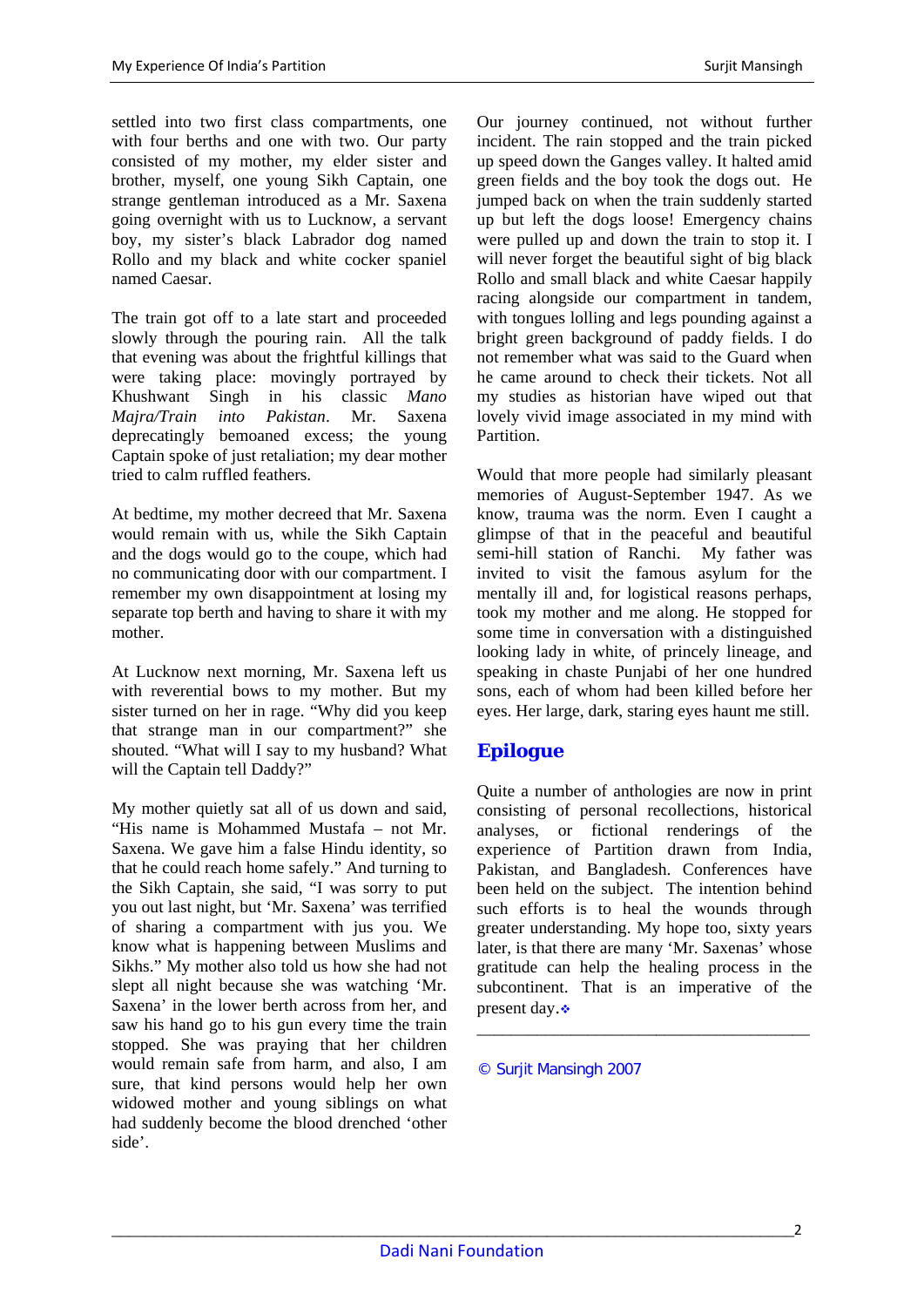settled into two first class compartments, one with four berths and one with two. Our party consisted of my mother, my elder sister and brother, myself, one young Sikh Captain, one strange gentleman introduced as a Mr. Saxena going overnight with us to Lucknow, a servant boy, my sister's black Labrador dog named Rollo and my black and white cocker spaniel named Caesar.

The train got off to a late start and proceeded slowly through the pouring rain. All the talk that evening was about the frightful killings that were taking place: movingly portrayed by Khushwant Singh in his classic *Mano Majra/Train into Pakistan*. Mr. Saxena deprecatingly bemoaned excess; the young Captain spoke of just retaliation; my dear mother tried to calm ruffled feathers.

At bedtime, my mother decreed that Mr. Saxena would remain with us, while the Sikh Captain and the dogs would go to the coupe, which had no communicating door with our compartment. I remember my own disappointment at losing my separate top berth and having to share it with my mother.

At Lucknow next morning, Mr. Saxena left us with reverential bows to my mother. But my sister turned on her in rage. "Why did you keep that strange man in our compartment?" she shouted. "What will I say to my husband? What will the Captain tell Daddy?"

My mother quietly sat all of us down and said, "His name is Mohammed Mustafa – not Mr. Saxena. We gave him a false Hindu identity, so that he could reach home safely." And turning to the Sikh Captain, she said, "I was sorry to put you out last night, but 'Mr. Saxena' was terrified of sharing a compartment with jus you. We know what is happening between Muslims and Sikhs." My mother also told us how she had not slept all night because she was watching 'Mr. Saxena' in the lower berth across from her, and saw his hand go to his gun every time the train stopped. She was praying that her children would remain safe from harm, and also, I am sure, that kind persons would help her own widowed mother and young siblings on what had suddenly become the blood drenched 'other side'.

Our journey continued, not without further incident. The rain stopped and the train picked up speed down the Ganges valley. It halted amid green fields and the boy took the dogs out. He jumped back on when the train suddenly started up but left the dogs loose! Emergency chains were pulled up and down the train to stop it. I will never forget the beautiful sight of big black Rollo and small black and white Caesar happily racing alongside our compartment in tandem, with tongues lolling and legs pounding against a bright green background of paddy fields. I do not remember what was said to the Guard when he came around to check their tickets. Not all my studies as historian have wiped out that lovely vivid image associated in my mind with Partition.

Would that more people had similarly pleasant memories of August-September 1947. As we know, trauma was the norm. Even I caught a glimpse of that in the peaceful and beautiful semi-hill station of Ranchi. My father was invited to visit the famous asylum for the mentally ill and, for logistical reasons perhaps, took my mother and me along. He stopped for some time in conversation with a distinguished looking lady in white, of princely lineage, and speaking in chaste Punjabi of her one hundred sons, each of whom had been killed before her eyes. Her large, dark, staring eyes haunt me still.

## Epilogue

Quite a number of anthologies are now in print consisting of personal recollections, historical analyses, or fictional renderings of the experience of Partition drawn from India, Pakistan, and Bangladesh. Conferences have been held on the subject. The intention behind such efforts is to heal the wounds through greater understanding. My hope too, sixty years later, is that there are many 'Mr. Saxenas' whose gratitude can help the healing process in the subcontinent. That is an imperative of the present day.❖

---

© Surjit Mansingh 2007